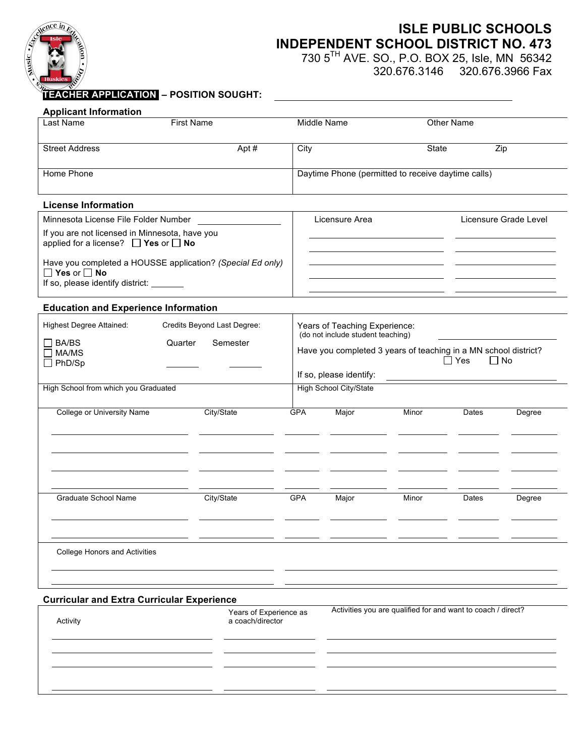# ISLE PUBLIC SCHOOLS
# INDEPENDENT SCHOOL DISTRICT NO. 473

730 5TH AVE. SO., P.O. BOX 25, Isle, MN 56342
320.676.3146 320.676.3966 Fax

**TEACHER APPLICATION – POSITION SOUGHT:** ______________________________

## Applicant Information

| Last Name | First Name | Middle Name | Other Name |
|---|---|---|---|
| | | | |

| Street Address | Apt # | City | State | Zip |
|---|---|---|---|---|
| | | | | |

| Home Phone | Daytime Phone (permitted to receive daytime calls) |
|---|---|
| | |

## License Information

Minnesota License File Folder Number ____________

If you are not licensed in Minnesota, have you applied for a license? ☐ **Yes** or ☐ **No**

Have you completed a HOUSSE application? *(Special Ed only)*
☐ **Yes** or ☐ **No**
If so, please identify district: _______

| Licensure Area | Licensure Grade Level |
|---|---|
| | |
| | |
| | |
| | |
| | |

## Education and Experience Information

Highest Degree Attained:
☐ BA/BS
☐ MA/MS
☐ PhD/Sp

Credits Beyond Last Degree:
Quarter ______ Semester ______

Years of Teaching Experience: ____________
(do not include student teaching)

Have you completed 3 years of teaching in a MN school district? ☐ Yes ☐ No

If so, please identify: ____________________

| High School from which you Graduated | High School City/State |
|---|---|
| | |

| College or University Name | City/State | GPA | Major | Minor | Dates | Degree |
|---|---|---|---|---|---|---|
| | | | | | | |
| | | | | | | |
| | | | | | | |
| | | | | | | |

| Graduate School Name | City/State | GPA | Major | Minor | Dates | Degree |
|---|---|---|---|---|---|---|
| | | | | | | |
| | | | | | | |

College Honors and Activities

______________________________ ______________________________

______________________________ ______________________________

## Curricular and Extra Curricular Experience

| Activity | Years of Experience as a coach/director | Activities you are qualified for and want to coach / direct? |
|---|---|---|
| | | |
| | | |
| | | |
| | | |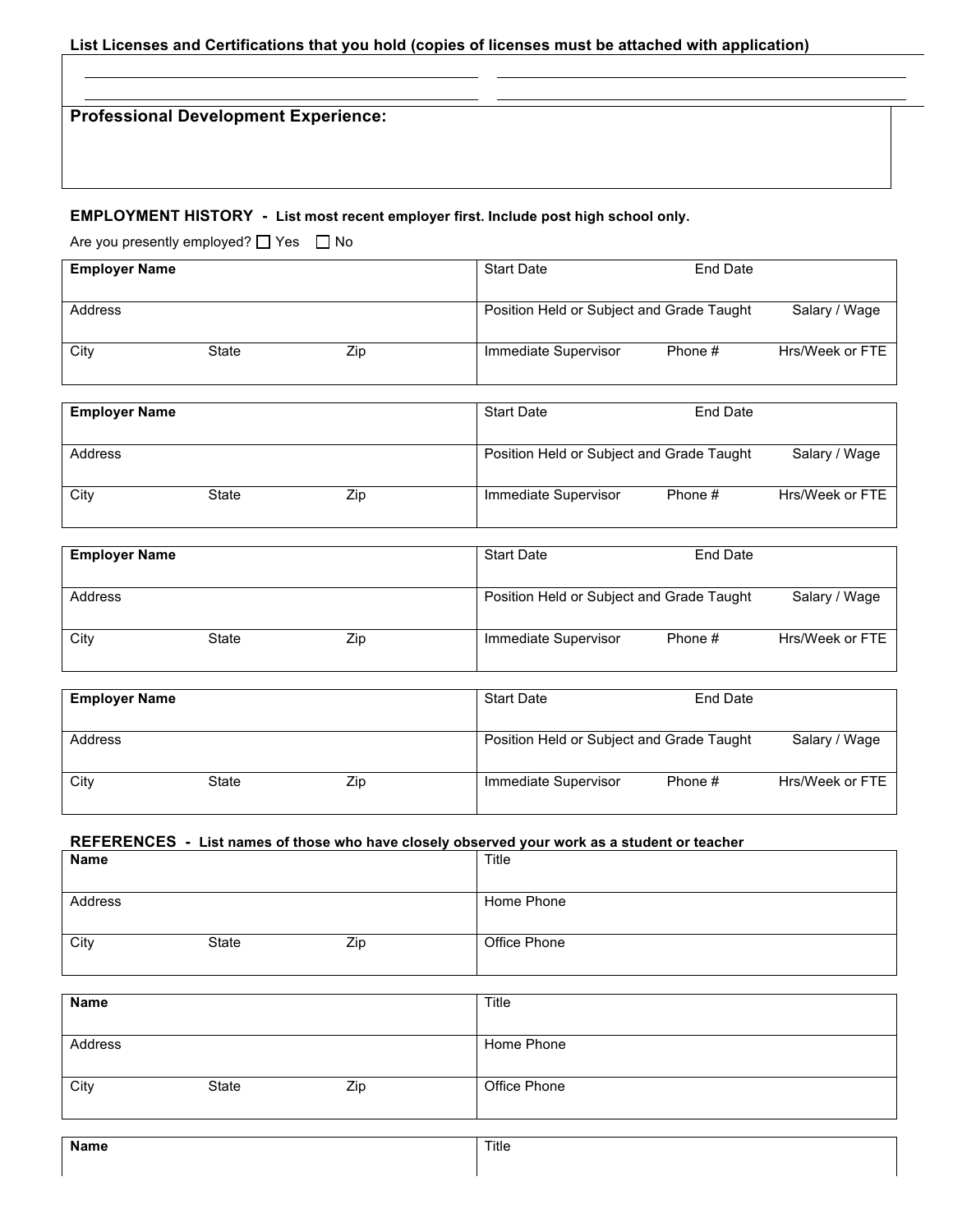**List Licenses and Certifications that you hold (copies of licenses must be attached with application)**

## Professional Development Experience:

## EMPLOYMENT HISTORY - List most recent employer first. Include post high school only.

Are you presently employed? ☐ Yes ☐ No

| **Employer Name** | | | Start Date | End Date | |
|---|---|---|---|---|---|
| Address | | | Position Held or Subject and Grade Taught | | Salary / Wage |
| City | State | Zip | Immediate Supervisor | Phone # | Hrs/Week or FTE |

| **Employer Name** | | | Start Date | End Date | |
|---|---|---|---|---|---|
| Address | | | Position Held or Subject and Grade Taught | | Salary / Wage |
| City | State | Zip | Immediate Supervisor | Phone # | Hrs/Week or FTE |

| **Employer Name** | | | Start Date | End Date | |
|---|---|---|---|---|---|
| Address | | | Position Held or Subject and Grade Taught | | Salary / Wage |
| City | State | Zip | Immediate Supervisor | Phone # | Hrs/Week or FTE |

| **Employer Name** | | | Start Date | End Date | |
|---|---|---|---|---|---|
| Address | | | Position Held or Subject and Grade Taught | | Salary / Wage |
| City | State | Zip | Immediate Supervisor | Phone # | Hrs/Week or FTE |

## REFERENCES - List names of those who have closely observed your work as a student or teacher

| **Name** | | | Title |
|---|---|---|---|
| Address | | | Home Phone |
| City | State | Zip | Office Phone |

| **Name** | | | Title |
|---|---|---|---|
| Address | | | Home Phone |
| City | State | Zip | Office Phone |

| **Name** | Title |
|---|---|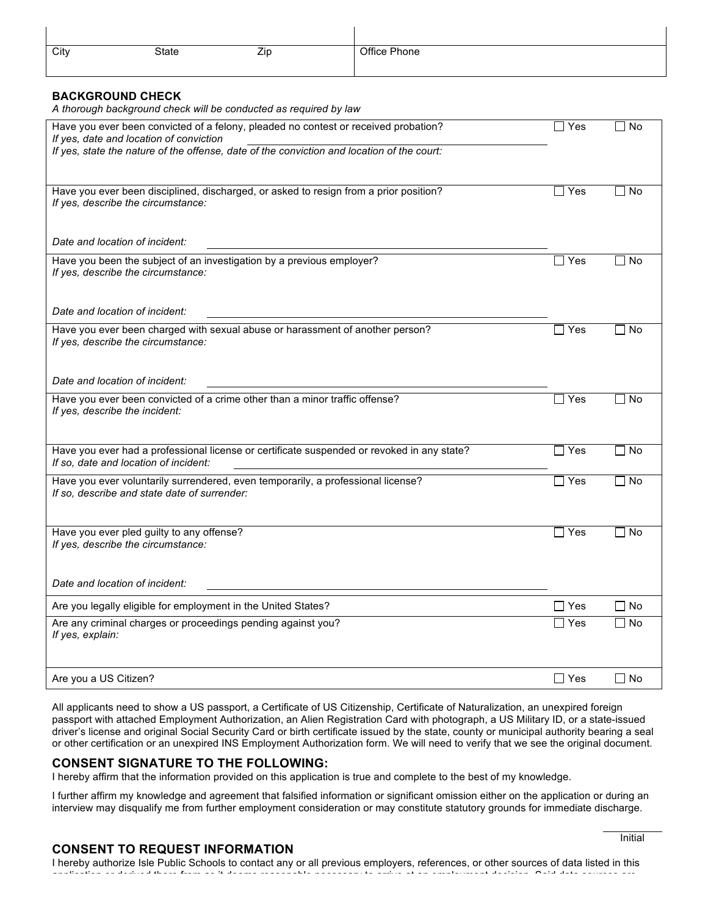| City State Zip | Office Phone |
|---|---|

### BACKGROUND CHECK

*A thorough background check will be conducted as required by law*

| Question | Yes | No |
|---|---|---|
| Have you ever been convicted of a felony, pleaded no contest or received probation?<br>*If yes, date and location of conviction* \_\_\_\_\_\_\_\_\_\_\_\_\_\_\_\_\_\_\_\_<br>*If yes, state the nature of the offense, date of the conviction and location of the court:* | ☐ Yes | ☐ No |
| Have you ever been disciplined, discharged, or asked to resign from a prior position?<br>*If yes, describe the circumstance:*<br>*Date and location of incident:* \_\_\_\_\_\_\_\_\_\_\_\_\_\_\_\_\_\_\_\_ | ☐ Yes | ☐ No |
| Have you been the subject of an investigation by a previous employer?<br>*If yes, describe the circumstance:*<br>*Date and location of incident:* \_\_\_\_\_\_\_\_\_\_\_\_\_\_\_\_\_\_\_\_ | ☐ Yes | ☐ No |
| Have you ever been charged with sexual abuse or harassment of another person?<br>*If yes, describe the circumstance:*<br>*Date and location of incident:* \_\_\_\_\_\_\_\_\_\_\_\_\_\_\_\_\_\_\_\_ | ☐ Yes | ☐ No |
| Have you ever been convicted of a crime other than a minor traffic offense?<br>*If yes, describe the incident:* | ☐ Yes | ☐ No |
| Have you ever had a professional license or certificate suspended or revoked in any state?<br>*If so, date and location of incident:* \_\_\_\_\_\_\_\_\_\_\_\_\_\_\_\_\_\_\_\_ | ☐ Yes | ☐ No |
| Have you ever voluntarily surrendered, even temporarily, a professional license?<br>*If so, describe and state date of surrender:* | ☐ Yes | ☐ No |
| Have you ever pled guilty to any offense?<br>*If yes, describe the circumstance:*<br>*Date and location of incident:* \_\_\_\_\_\_\_\_\_\_\_\_\_\_\_\_\_\_\_\_ | ☐ Yes | ☐ No |
| Are you legally eligible for employment in the United States? | ☐ Yes | ☐ No |
| Are any criminal charges or proceedings pending against you?<br>*If yes, explain:* | ☐ Yes | ☐ No |
| Are you a US Citizen? | ☐ Yes | ☐ No |

All applicants need to show a US passport, a Certificate of US Citizenship, Certificate of Naturalization, an unexpired foreign passport with attached Employment Authorization, an Alien Registration Card with photograph, a US Military ID, or a state-issued driver's license and original Social Security Card or birth certificate issued by the state, county or municipal authority bearing a seal or other certification or an unexpired INS Employment Authorization form. We will need to verify that we see the original document.

### CONSENT SIGNATURE TO THE FOLLOWING:

I hereby affirm that the information provided on this application is true and complete to the best of my knowledge.

I further affirm my knowledge and agreement that falsified information or significant omission either on the application or during an interview may disqualify me from further employment consideration or may constitute statutory grounds for immediate discharge.

\_\_\_\_\_\_\_\_\_\_ Initial

### CONSENT TO REQUEST INFORMATION

I hereby authorize Isle Public Schools to contact any or all previous employers, references, or other sources of data listed in this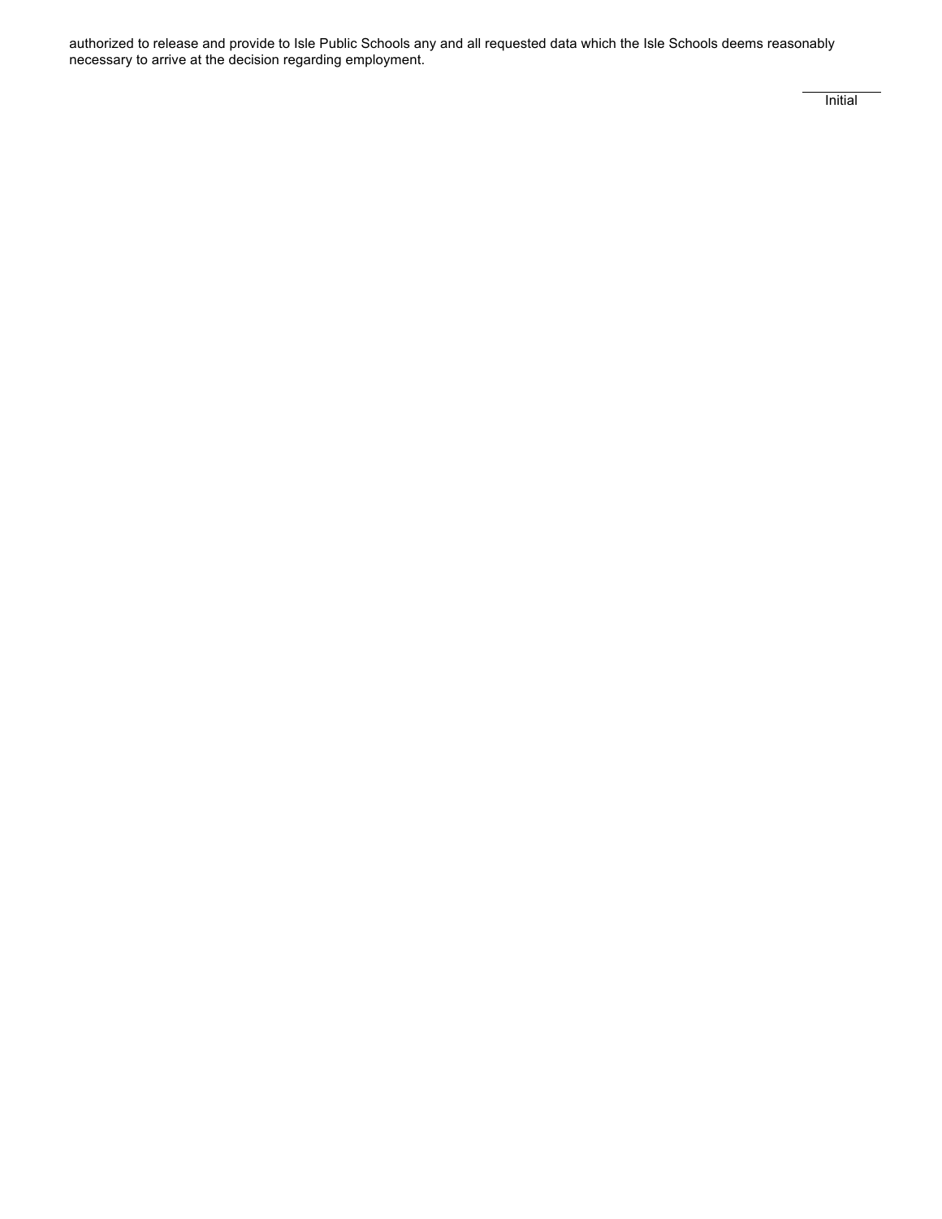authorized to release and provide to Isle Public Schools any and all requested data which the Isle Schools deems reasonably necessary to arrive at the decision regarding employment.

\_\_\_\_\_\_\_\_\_\_\_
Initial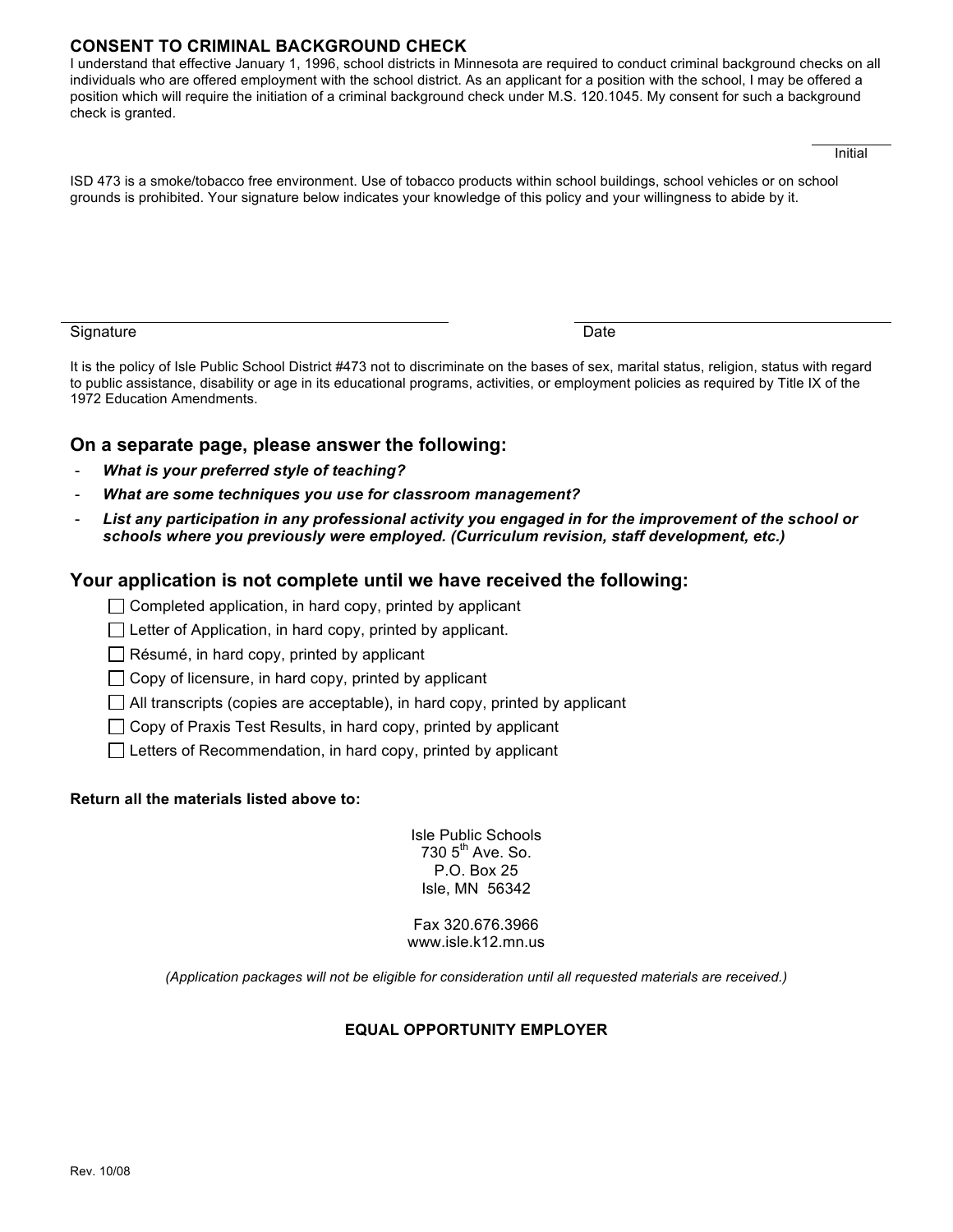## CONSENT TO CRIMINAL BACKGROUND CHECK

I understand that effective January 1, 1996, school districts in Minnesota are required to conduct criminal background checks on all individuals who are offered employment with the school district. As an applicant for a position with the school, I may be offered a position which will require the initiation of a criminal background check under M.S. 120.1045. My consent for such a background check is granted.

\_\_\_\_\_\_\_\_\_\_
Initial

ISD 473 is a smoke/tobacco free environment. Use of tobacco products within school buildings, school vehicles or on school grounds is prohibited. Your signature below indicates your knowledge of this policy and your willingness to abide by it.

\_\_\_\_\_\_\_\_\_\_\_\_\_\_\_\_\_\_\_\_\_\_\_\_\_\_\_\_\_\_\_\_\_\_\_\_ \_\_\_\_\_\_\_\_\_\_\_\_\_\_\_\_\_\_\_\_\_\_\_\_\_\_\_\_
Signature Date

It is the policy of Isle Public School District #473 not to discriminate on the bases of sex, marital status, religion, status with regard to public assistance, disability or age in its educational programs, activities, or employment policies as required by Title IX of the 1972 Education Amendments.

## On a separate page, please answer the following:

- ***What is your preferred style of teaching?***
- ***What are some techniques you use for classroom management?***
- ***List any participation in any professional activity you engaged in for the improvement of the school or schools where you previously were employed. (Curriculum revision, staff development, etc.)***

## Your application is not complete until we have received the following:

- ☐ Completed application, in hard copy, printed by applicant
- ☐ Letter of Application, in hard copy, printed by applicant.
- ☐ Résumé, in hard copy, printed by applicant
- ☐ Copy of licensure, in hard copy, printed by applicant
- ☐ All transcripts (copies are acceptable), in hard copy, printed by applicant
- ☐ Copy of Praxis Test Results, in hard copy, printed by applicant
- ☐ Letters of Recommendation, in hard copy, printed by applicant

**Return all the materials listed above to:**

Isle Public Schools
730 5th Ave. So.
P.O. Box 25
Isle, MN 56342

Fax 320.676.3966
www.isle.k12.mn.us

*(Application packages will not be eligible for consideration until all requested materials are received.)*

**EQUAL OPPORTUNITY EMPLOYER**

Rev. 10/08